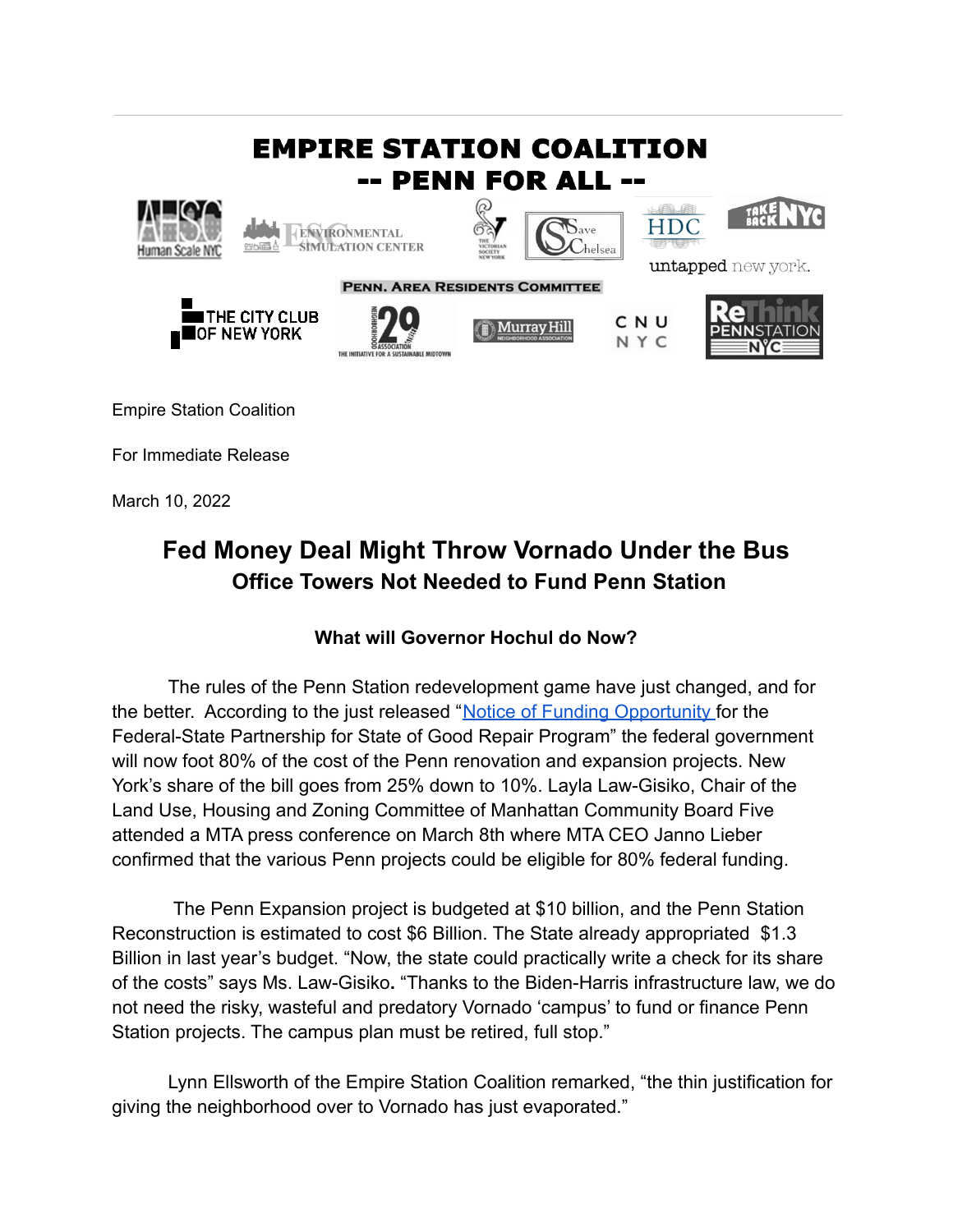# EMPIRE STATION COALITION
# -- PENN FOR ALL --

Human Scale NYC | Environmental Simulation Center | The Victorian Society New York | Save Chelsea | HDC | Take Back NYC | untapped new york.

Penn. Area Residents Committee

The City Club of New York | Neighborhood 29 Association – The Initiative for a Sustainable Midtown | Murray Hill Neighborhood Association | CNU NYC | ReThink Penn Station NYC

Empire Station Coalition

For Immediate Release

March 10, 2022

## Fed Money Deal Might Throw Vornado Under the Bus

### Office Towers Not Needed to Fund Penn Station

#### What will Governor Hochul do Now?

The rules of the Penn Station redevelopment game have just changed, and for the better. According to the just released "[Notice of Funding Opportunity](#) for the Federal-State Partnership for State of Good Repair Program" the federal government will now foot 80% of the cost of the Penn renovation and expansion projects. New York's share of the bill goes from 25% down to 10%. Layla Law-Gisiko, Chair of the Land Use, Housing and Zoning Committee of Manhattan Community Board Five attended a MTA press conference on March 8th where MTA CEO Janno Lieber confirmed that the various Penn projects could be eligible for 80% federal funding.

The Penn Expansion project is budgeted at $10 billion, and the Penn Station Reconstruction is estimated to cost $6 Billion. The State already appropriated $1.3 Billion in last year's budget. "Now, the state could practically write a check for its share of the costs" says Ms. Law-Gisiko**.** "Thanks to the Biden-Harris infrastructure law, we do not need the risky, wasteful and predatory Vornado 'campus' to fund or finance Penn Station projects. The campus plan must be retired, full stop."

Lynn Ellsworth of the Empire Station Coalition remarked, "the thin justification for giving the neighborhood over to Vornado has just evaporated."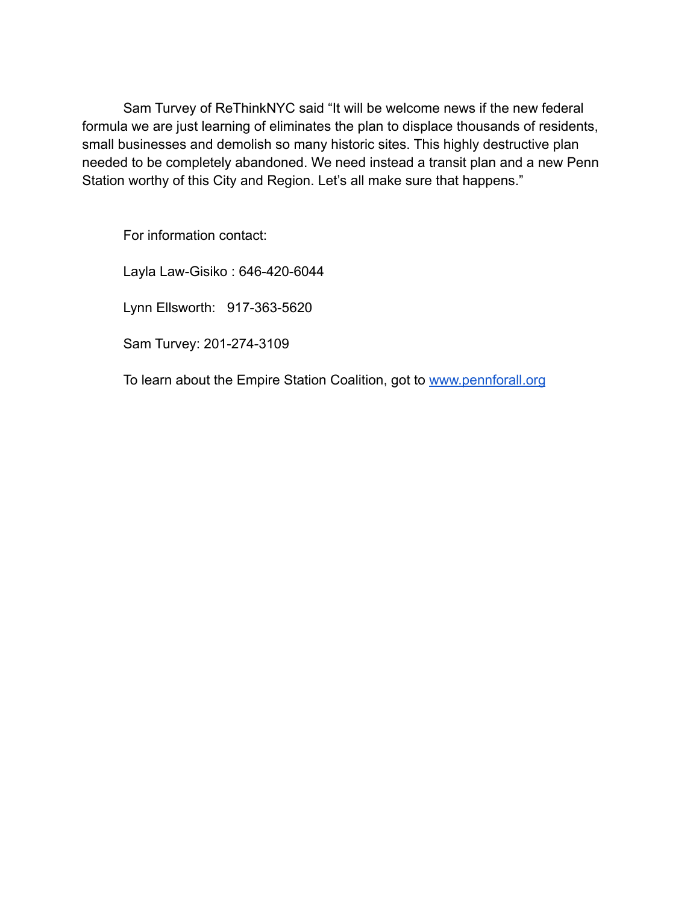Sam Turvey of ReThinkNYC said “It will be welcome news if the new federal formula we are just learning of eliminates the plan to displace thousands of residents, small businesses and demolish so many historic sites. This highly destructive plan needed to be completely abandoned. We need instead a transit plan and a new Penn Station worthy of this City and Region. Let’s all make sure that happens.”

For information contact:

Layla Law-Gisiko : 646-420-6044

Lynn Ellsworth: 917-363-5620

Sam Turvey: 201-274-3109

To learn about the Empire Station Coalition, got to [www.pennforall.org](http://www.pennforall.org)